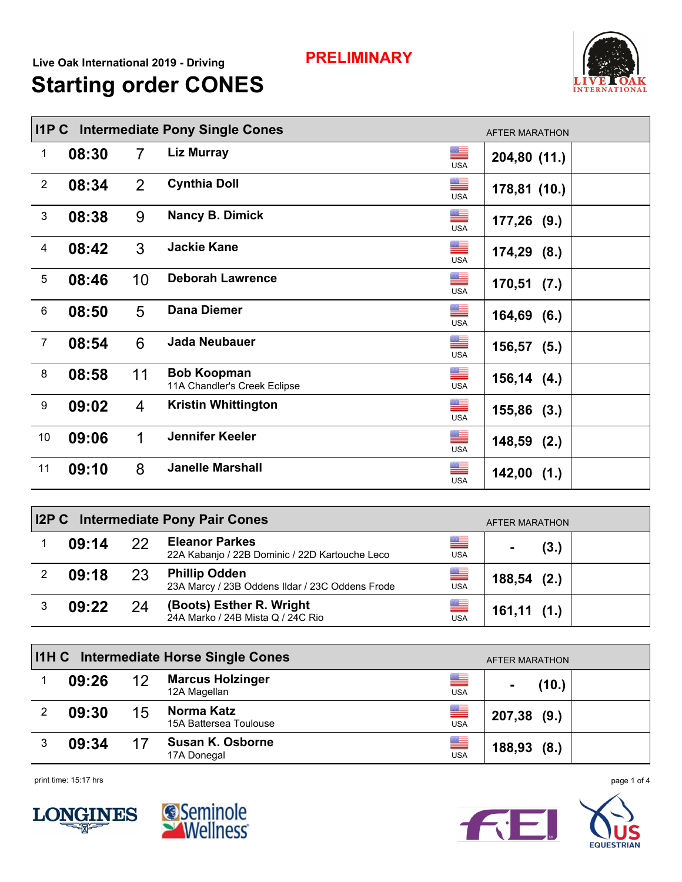Live Oak International 2019 - Driving

**PRELIMINARY**

# Starting order CONES

## I1P C Intermediate Pony Single Cones

| | Time | No. | Name | Nation | AFTER MARATHON | |
|---|---|---|---|---|---|---|
| 1 | 08:30 | 7 | **Liz Murray** | USA | 204,80 (11.) | |
| 2 | 08:34 | 2 | **Cynthia Doll** | USA | 178,81 (10.) | |
| 3 | 08:38 | 9 | **Nancy B. Dimick** | USA | 177,26 (9.) | |
| 4 | 08:42 | 3 | **Jackie Kane** | USA | 174,29 (8.) | |
| 5 | 08:46 | 10 | **Deborah Lawrence** | USA | 170,51 (7.) | |
| 6 | 08:50 | 5 | **Dana Diemer** | USA | 164,69 (6.) | |
| 7 | 08:54 | 6 | **Jada Neubauer** | USA | 156,57 (5.) | |
| 8 | 08:58 | 11 | **Bob Koopman** 11A Chandler's Creek Eclipse | USA | 156,14 (4.) | |
| 9 | 09:02 | 4 | **Kristin Whittington** | USA | 155,86 (3.) | |
| 10 | 09:06 | 1 | **Jennifer Keeler** | USA | 148,59 (2.) | |
| 11 | 09:10 | 8 | **Janelle Marshall** | USA | 142,00 (1.) | |

## I2P C Intermediate Pony Pair Cones

| | Time | No. | Name | Nation | AFTER MARATHON | |
|---|---|---|---|---|---|---|
| 1 | 09:14 | 22 | **Eleanor Parkes** 22A Kabanjo / 22B Dominic / 22D Kartouche Leco | USA | - (3.) | |
| 2 | 09:18 | 23 | **Phillip Odden** 23A Marcy / 23B Oddens Ildar / 23C Oddens Frode | USA | 188,54 (2.) | |
| 3 | 09:22 | 24 | **(Boots) Esther R. Wright** 24A Marko / 24B Mista Q / 24C Rio | USA | 161,11 (1.) | |

## I1H C Intermediate Horse Single Cones

| | Time | No. | Name | Nation | AFTER MARATHON | |
|---|---|---|---|---|---|---|
| 1 | 09:26 | 12 | **Marcus Holzinger** 12A Magellan | USA | - (10.) | |
| 2 | 09:30 | 15 | **Norma Katz** 15A Battersea Toulouse | USA | 207,38 (9.) | |
| 3 | 09:34 | 17 | **Susan K. Osborne** 17A Donegal | USA | 188,93 (8.) | |

print time: 15:17 hrs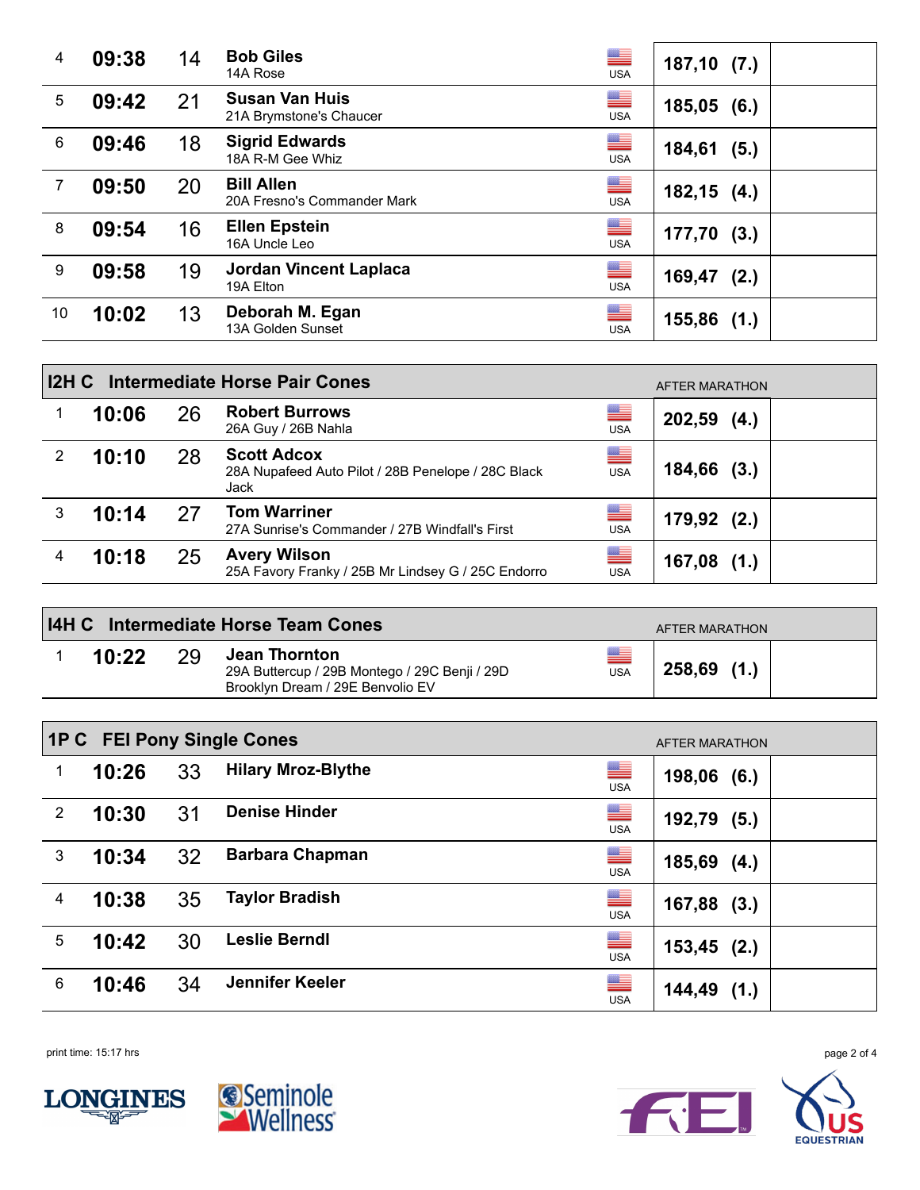| | | | | | | |
|---|---|---|---|---|---|---|
| 4 | **09:38** | 14 | **Bob Giles**<br>14A Rose | USA | **187,10 (7.)** | |
| 5 | **09:42** | 21 | **Susan Van Huis**<br>21A Brymstone's Chaucer | USA | **185,05 (6.)** | |
| 6 | **09:46** | 18 | **Sigrid Edwards**<br>18A R-M Gee Whiz | USA | **184,61 (5.)** | |
| 7 | **09:50** | 20 | **Bill Allen**<br>20A Fresno's Commander Mark | USA | **182,15 (4.)** | |
| 8 | **09:54** | 16 | **Ellen Epstein**<br>16A Uncle Leo | USA | **177,70 (3.)** | |
| 9 | **09:58** | 19 | **Jordan Vincent Laplaca**<br>19A Elton | USA | **169,47 (2.)** | |
| 10 | **10:02** | 13 | **Deborah M. Egan**<br>13A Golden Sunset | USA | **155,86 (1.)** | |

## I2H C Intermediate Horse Pair Cones

| | | | | | AFTER MARATHON | |
|---|---|---|---|---|---|---|
| 1 | **10:06** | 26 | **Robert Burrows**<br>26A Guy / 26B Nahla | USA | **202,59 (4.)** | |
| 2 | **10:10** | 28 | **Scott Adcox**<br>28A Nupafeed Auto Pilot / 28B Penelope / 28C Black Jack | USA | **184,66 (3.)** | |
| 3 | **10:14** | 27 | **Tom Warriner**<br>27A Sunrise's Commander / 27B Windfall's First | USA | **179,92 (2.)** | |
| 4 | **10:18** | 25 | **Avery Wilson**<br>25A Favory Franky / 25B Mr Lindsey G / 25C Endorro | USA | **167,08 (1.)** | |

## I4H C Intermediate Horse Team Cones

| | | | | | AFTER MARATHON | |
|---|---|---|---|---|---|---|
| 1 | **10:22** | 29 | **Jean Thornton**<br>29A Buttercup / 29B Montego / 29C Benji / 29D Brooklyn Dream / 29E Benvolio EV | USA | **258,69 (1.)** | |

## 1P C FEI Pony Single Cones

| | | | | | AFTER MARATHON | |
|---|---|---|---|---|---|---|
| 1 | **10:26** | 33 | **Hilary Mroz-Blythe** | USA | **198,06 (6.)** | |
| 2 | **10:30** | 31 | **Denise Hinder** | USA | **192,79 (5.)** | |
| 3 | **10:34** | 32 | **Barbara Chapman** | USA | **185,69 (4.)** | |
| 4 | **10:38** | 35 | **Taylor Bradish** | USA | **167,88 (3.)** | |
| 5 | **10:42** | 30 | **Leslie Berndl** | USA | **153,45 (2.)** | |
| 6 | **10:46** | 34 | **Jennifer Keeler** | USA | **144,49 (1.)** | |

print time: 15:17 hrs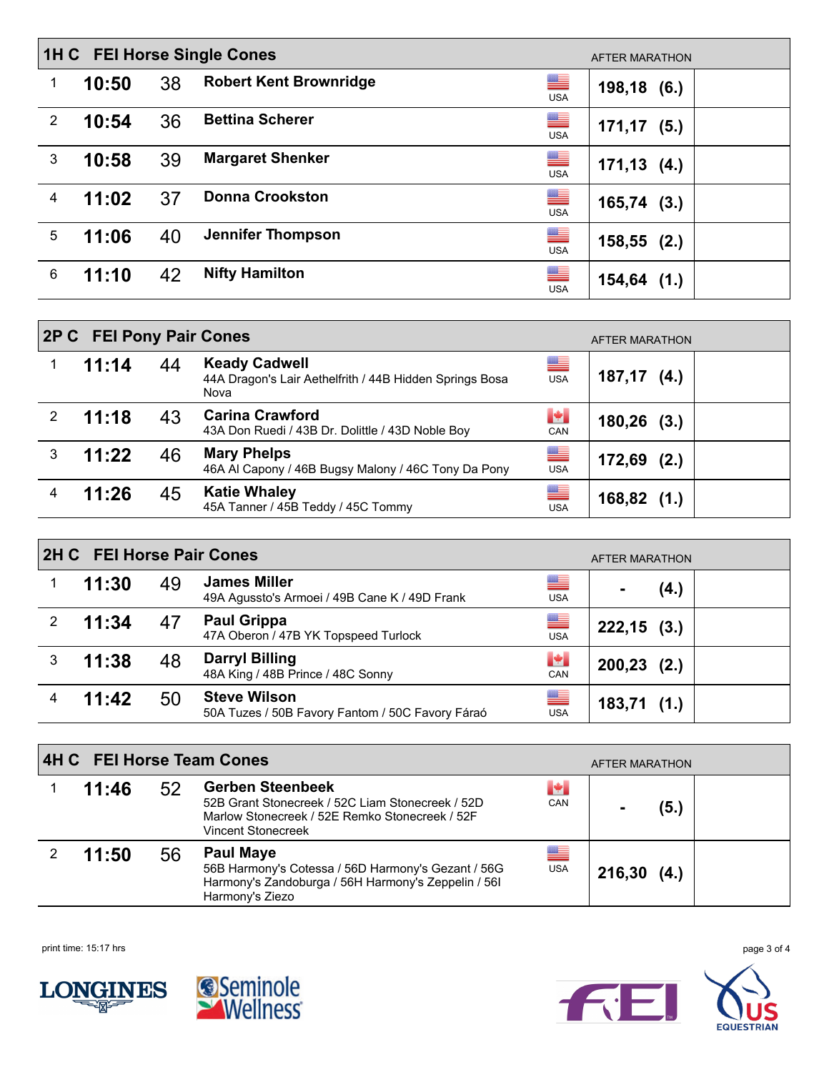## 1H C FEI Horse Single Cones

| # | Time | No. | Name | Nation | After Marathon | |
|---|---|---|---|---|---|---|
| 1 | 10:50 | 38 | **Robert Kent Brownridge** | USA | 198,18 (6.) | |
| 2 | 10:54 | 36 | **Bettina Scherer** | USA | 171,17 (5.) | |
| 3 | 10:58 | 39 | **Margaret Shenker** | USA | 171,13 (4.) | |
| 4 | 11:02 | 37 | **Donna Crookston** | USA | 165,74 (3.) | |
| 5 | 11:06 | 40 | **Jennifer Thompson** | USA | 158,55 (2.) | |
| 6 | 11:10 | 42 | **Nifty Hamilton** | USA | 154,64 (1.) | |

## 2P C FEI Pony Pair Cones

| # | Time | No. | Name | Nation | After Marathon | |
|---|---|---|---|---|---|---|
| 1 | 11:14 | 44 | **Keady Cadwell**<br>44A Dragon's Lair Aethelfrith / 44B Hidden Springs Bosa Nova | USA | 187,17 (4.) | |
| 2 | 11:18 | 43 | **Carina Crawford**<br>43A Don Ruedi / 43B Dr. Dolittle / 43D Noble Boy | CAN | 180,26 (3.) | |
| 3 | 11:22 | 46 | **Mary Phelps**<br>46A Al Capony / 46B Bugsy Malony / 46C Tony Da Pony | USA | 172,69 (2.) | |
| 4 | 11:26 | 45 | **Katie Whaley**<br>45A Tanner / 45B Teddy / 45C Tommy | USA | 168,82 (1.) | |

## 2H C FEI Horse Pair Cones

| # | Time | No. | Name | Nation | After Marathon | |
|---|---|---|---|---|---|---|
| 1 | 11:30 | 49 | **James Miller**<br>49A Agussto's Armoei / 49B Cane K / 49D Frank | USA | - (4.) | |
| 2 | 11:34 | 47 | **Paul Grippa**<br>47A Oberon / 47B YK Topspeed Turlock | USA | 222,15 (3.) | |
| 3 | 11:38 | 48 | **Darryl Billing**<br>48A King / 48B Prince / 48C Sonny | CAN | 200,23 (2.) | |
| 4 | 11:42 | 50 | **Steve Wilson**<br>50A Tuzes / 50B Favory Fantom / 50C Favory Fáraó | USA | 183,71 (1.) | |

## 4H C FEI Horse Team Cones

| # | Time | No. | Name | Nation | After Marathon | |
|---|---|---|---|---|---|---|
| 1 | 11:46 | 52 | **Gerben Steenbeek**<br>52B Grant Stonecreek / 52C Liam Stonecreek / 52D Marlow Stonecreek / 52E Remko Stonecreek / 52F Vincent Stonecreek | CAN | - (5.) | |
| 2 | 11:50 | 56 | **Paul Maye**<br>56B Harmony's Cotessa / 56D Harmony's Gezant / 56G Harmony's Zandoburga / 56H Harmony's Zeppelin / 56I Harmony's Ziezo | USA | 216,30 (4.) | |

print time: 15:17 hrs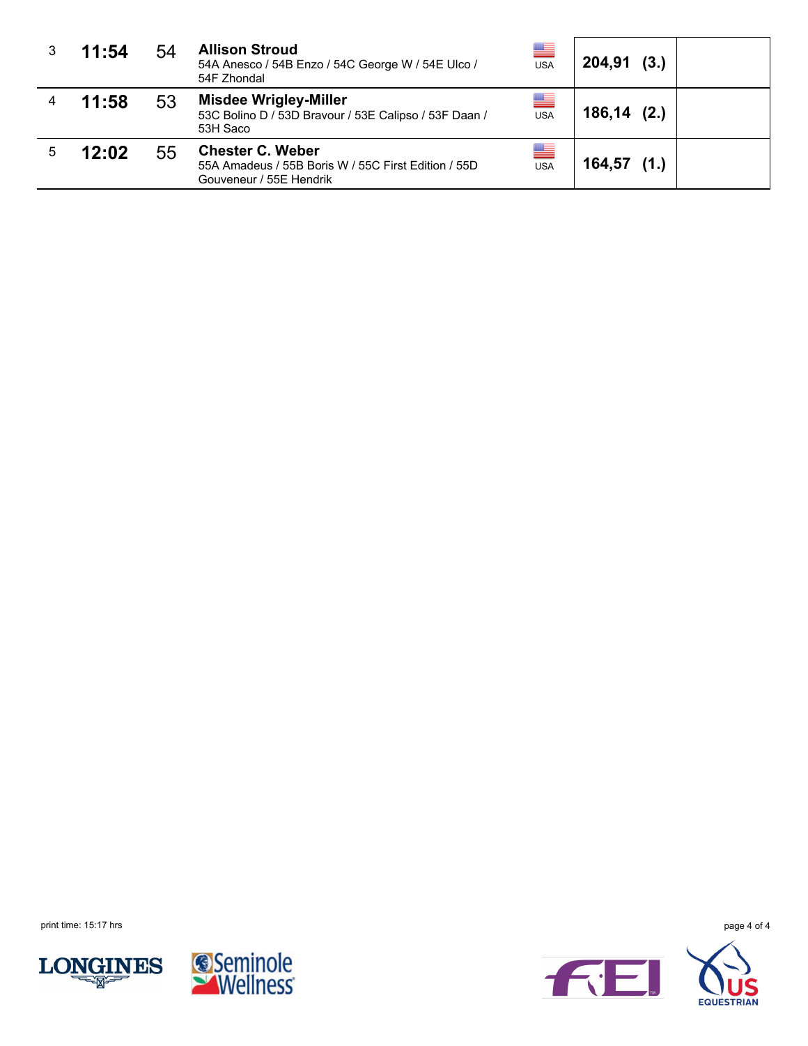| | | | | | | |
|---|---|---|---|---|---|---|
| 3 | **11:54** | 54 | **Allison Stroud**<br>54A Anesco / 54B Enzo / 54C George W / 54E Ulco / 54F Zhondal | USA | **204,91 (3.)** | |
| 4 | **11:58** | 53 | **Misdee Wrigley-Miller**<br>53C Bolino D / 53D Bravour / 53E Calipso / 53F Daan / 53H Saco | USA | **186,14 (2.)** | |
| 5 | **12:02** | 55 | **Chester C. Weber**<br>55A Amadeus / 55B Boris W / 55C First Edition / 55D Gouveneur / 55E Hendrik | USA | **164,57 (1.)** | |

print time: 15:17 hrs